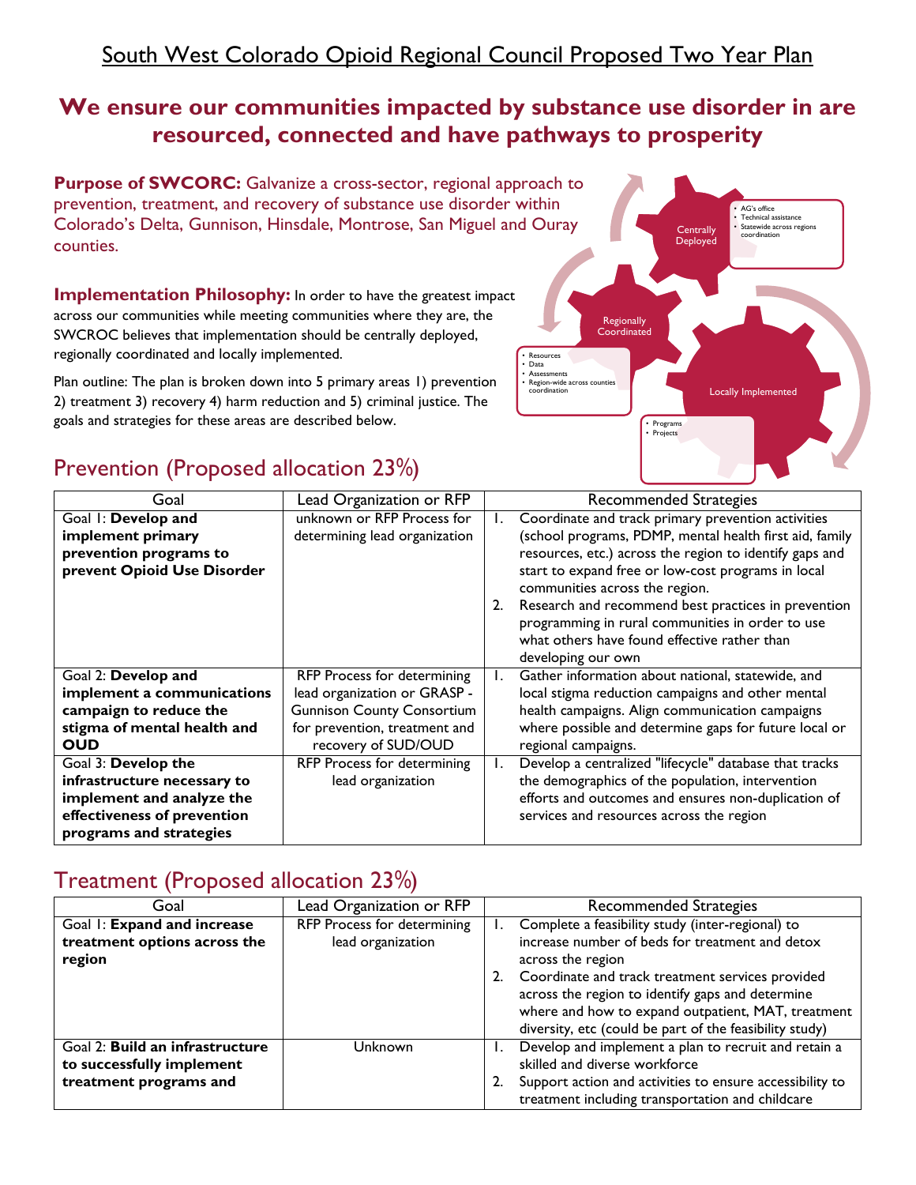# South West Colorado Opioid Regional Council Proposed Two Year Plan

## We ensure our communities impacted by substance use disorder in are resourced, connected and have pathways to prosperity

**Purpose of SWCORC:** Galvanize a cross-sector, regional approach to prevention, treatment, and recovery of substance use disorder within Colorado's Delta, Gunnison, Hinsdale, Montrose, San Miguel and Ouray counties.

**Implementation Philosophy:** In order to have the greatest impact across our communities while meeting communities where they are, the SWCROC believes that implementation should be centrally deployed, regionally coordinated and locally implemented.

Plan outline: The plan is broken down into 5 primary areas 1) prevention 2) treatment 3) recovery 4) harm reduction and 5) criminal justice. The goals and strategies for these areas are described below.

Centrally Deployed
- AG's office
- Technical assistance
- Statewide across regions coordination

Regionally Coordinated
- Resources
- Data
- Assessments
- Region-wide across counties coordination

Locally Implemented
- Programs
- Projects

## Prevention (Proposed allocation 23%)

| Goal | Lead Organization or RFP | Recommended Strategies |
|---|---|---|
| Goal 1: **Develop and implement primary prevention programs to prevent Opioid Use Disorder** | unknown or RFP Process for determining lead organization | 1. Coordinate and track primary prevention activities (school programs, PDMP, mental health first aid, family resources, etc.) across the region to identify gaps and start to expand free or low-cost programs in local communities across the region.<br>2. Research and recommend best practices in prevention programming in rural communities in order to use what others have found effective rather than developing our own |
| Goal 2: **Develop and implement a communications campaign to reduce the stigma of mental health and OUD** | RFP Process for determining lead organization or GRASP - Gunnison County Consortium for prevention, treatment and recovery of SUD/OUD | 1. Gather information about national, statewide, and local stigma reduction campaigns and other mental health campaigns. Align communication campaigns where possible and determine gaps for future local or regional campaigns. |
| Goal 3: **Develop the infrastructure necessary to implement and analyze the effectiveness of prevention programs and strategies** | RFP Process for determining lead organization | 1. Develop a centralized "lifecycle" database that tracks the demographics of the population, intervention efforts and outcomes and ensures non-duplication of services and resources across the region |

## Treatment (Proposed allocation 23%)

| Goal | Lead Organization or RFP | Recommended Strategies |
|---|---|---|
| Goal 1: **Expand and increase treatment options across the region** | RFP Process for determining lead organization | 1. Complete a feasibility study (inter-regional) to increase number of beds for treatment and detox across the region<br>2. Coordinate and track treatment services provided across the region to identify gaps and determine where and how to expand outpatient, MAT, treatment diversity, etc (could be part of the feasibility study) |
| Goal 2: **Build an infrastructure to successfully implement treatment programs and** | Unknown | 1. Develop and implement a plan to recruit and retain a skilled and diverse workforce<br>2. Support action and activities to ensure accessibility to treatment including transportation and childcare |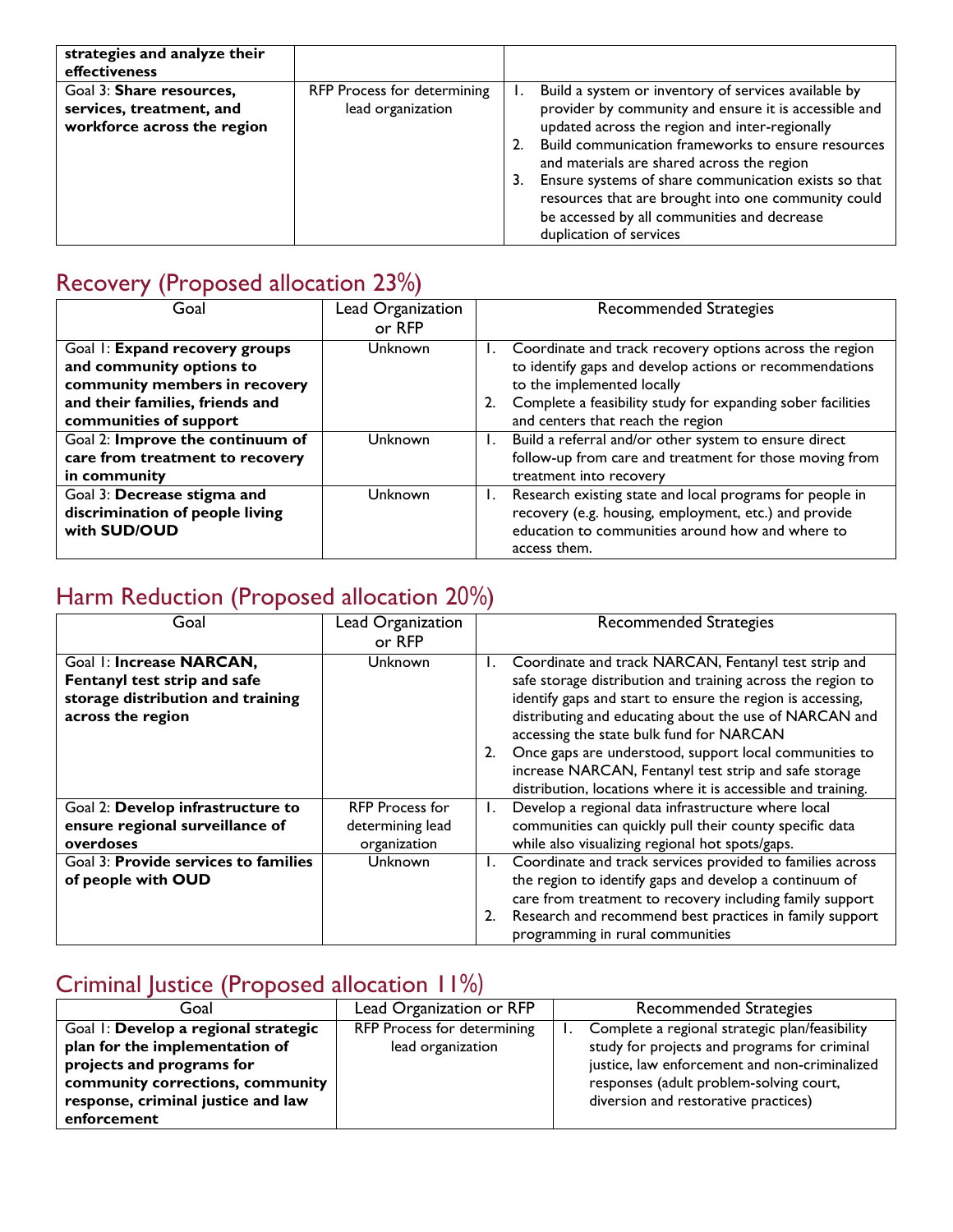| | | |
|---|---|---|
| **strategies and analyze their effectiveness** | | |
| Goal 3: **Share resources, services, treatment, and workforce across the region** | RFP Process for determining lead organization | 1. Build a system or inventory of services available by provider by community and ensure it is accessible and updated across the region and inter-regionally<br>2. Build communication frameworks to ensure resources and materials are shared across the region<br>3. Ensure systems of share communication exists so that resources that are brought into one community could be accessed by all communities and decrease duplication of services |

## Recovery (Proposed allocation 23%)

| Goal | Lead Organization or RFP | Recommended Strategies |
|---|---|---|
| Goal 1: **Expand recovery groups and community options to community members in recovery and their families, friends and communities of support** | Unknown | 1. Coordinate and track recovery options across the region to identify gaps and develop actions or recommendations to the implemented locally<br>2. Complete a feasibility study for expanding sober facilities and centers that reach the region |
| Goal 2: **Improve the continuum of care from treatment to recovery in community** | Unknown | 1. Build a referral and/or other system to ensure direct follow-up from care and treatment for those moving from treatment into recovery |
| Goal 3: **Decrease stigma and discrimination of people living with SUD/OUD** | Unknown | 1. Research existing state and local programs for people in recovery (e.g. housing, employment, etc.) and provide education to communities around how and where to access them. |

## Harm Reduction (Proposed allocation 20%)

| Goal | Lead Organization or RFP | Recommended Strategies |
|---|---|---|
| Goal 1: **Increase NARCAN, Fentanyl test strip and safe storage distribution and training across the region** | Unknown | 1. Coordinate and track NARCAN, Fentanyl test strip and safe storage distribution and training across the region to identify gaps and start to ensure the region is accessing, distributing and educating about the use of NARCAN and accessing the state bulk fund for NARCAN<br>2. Once gaps are understood, support local communities to increase NARCAN, Fentanyl test strip and safe storage distribution, locations where it is accessible and training. |
| Goal 2: **Develop infrastructure to ensure regional surveillance of overdoses** | RFP Process for determining lead organization | 1. Develop a regional data infrastructure where local communities can quickly pull their county specific data while also visualizing regional hot spots/gaps. |
| Goal 3: **Provide services to families of people with OUD** | Unknown | 1. Coordinate and track services provided to families across the region to identify gaps and develop a continuum of care from treatment to recovery including family support<br>2. Research and recommend best practices in family support programming in rural communities |

## Criminal Justice (Proposed allocation 11%)

| Goal | Lead Organization or RFP | Recommended Strategies |
|---|---|---|
| Goal 1: **Develop a regional strategic plan for the implementation of projects and programs for community corrections, community response, criminal justice and law enforcement** | RFP Process for determining lead organization | 1. Complete a regional strategic plan/feasibility study for projects and programs for criminal justice, law enforcement and non-criminalized responses (adult problem-solving court, diversion and restorative practices) |